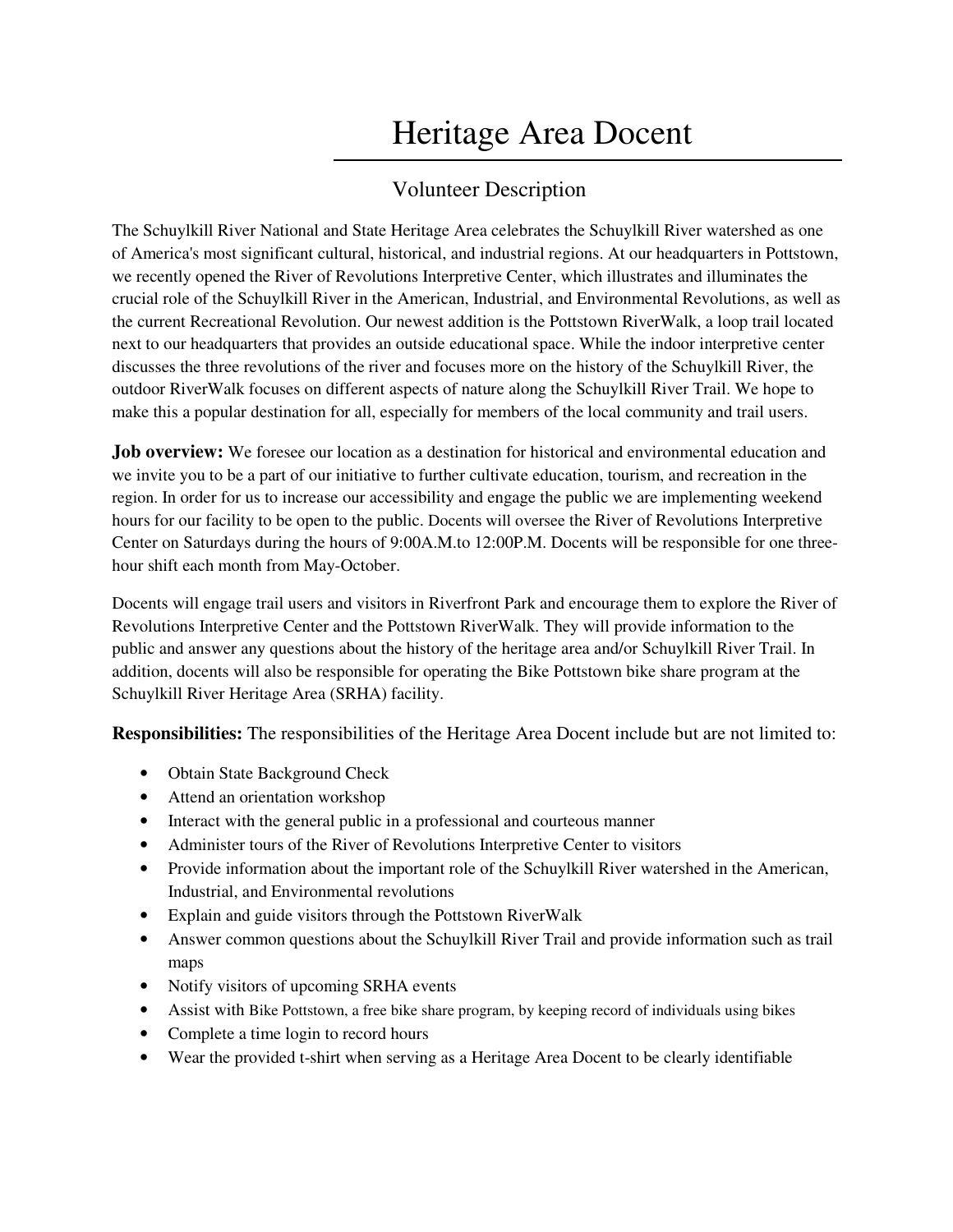# Heritage Area Docent

## Volunteer Description

The Schuylkill River National and State Heritage Area celebrates the Schuylkill River watershed as one of America's most significant cultural, historical, and industrial regions. At our headquarters in Pottstown, we recently opened the River of Revolutions Interpretive Center, which illustrates and illuminates the crucial role of the Schuylkill River in the American, Industrial, and Environmental Revolutions, as well as the current Recreational Revolution. Our newest addition is the Pottstown RiverWalk, a loop trail located next to our headquarters that provides an outside educational space. While the indoor interpretive center discusses the three revolutions of the river and focuses more on the history of the Schuylkill River, the outdoor RiverWalk focuses on different aspects of nature along the Schuylkill River Trail. We hope to make this a popular destination for all, especially for members of the local community and trail users.

**Job overview:** We foresee our location as a destination for historical and environmental education and we invite you to be a part of our initiative to further cultivate education, tourism, and recreation in the region. In order for us to increase our accessibility and engage the public we are implementing weekend hours for our facility to be open to the public. Docents will oversee the River of Revolutions Interpretive Center on Saturdays during the hours of 9:00A.M.to 12:00P.M. Docents will be responsible for one three-hour shift each month from May-October.

Docents will engage trail users and visitors in Riverfront Park and encourage them to explore the River of Revolutions Interpretive Center and the Pottstown RiverWalk. They will provide information to the public and answer any questions about the history of the heritage area and/or Schuylkill River Trail. In addition, docents will also be responsible for operating the Bike Pottstown bike share program at the Schuylkill River Heritage Area (SRHA) facility.

**Responsibilities:** The responsibilities of the Heritage Area Docent include but are not limited to:

- Obtain State Background Check
- Attend an orientation workshop
- Interact with the general public in a professional and courteous manner
- Administer tours of the River of Revolutions Interpretive Center to visitors
- Provide information about the important role of the Schuylkill River watershed in the American, Industrial, and Environmental revolutions
- Explain and guide visitors through the Pottstown RiverWalk
- Answer common questions about the Schuylkill River Trail and provide information such as trail maps
- Notify visitors of upcoming SRHA events
- Assist with Bike Pottstown, a free bike share program, by keeping record of individuals using bikes
- Complete a time login to record hours
- Wear the provided t-shirt when serving as a Heritage Area Docent to be clearly identifiable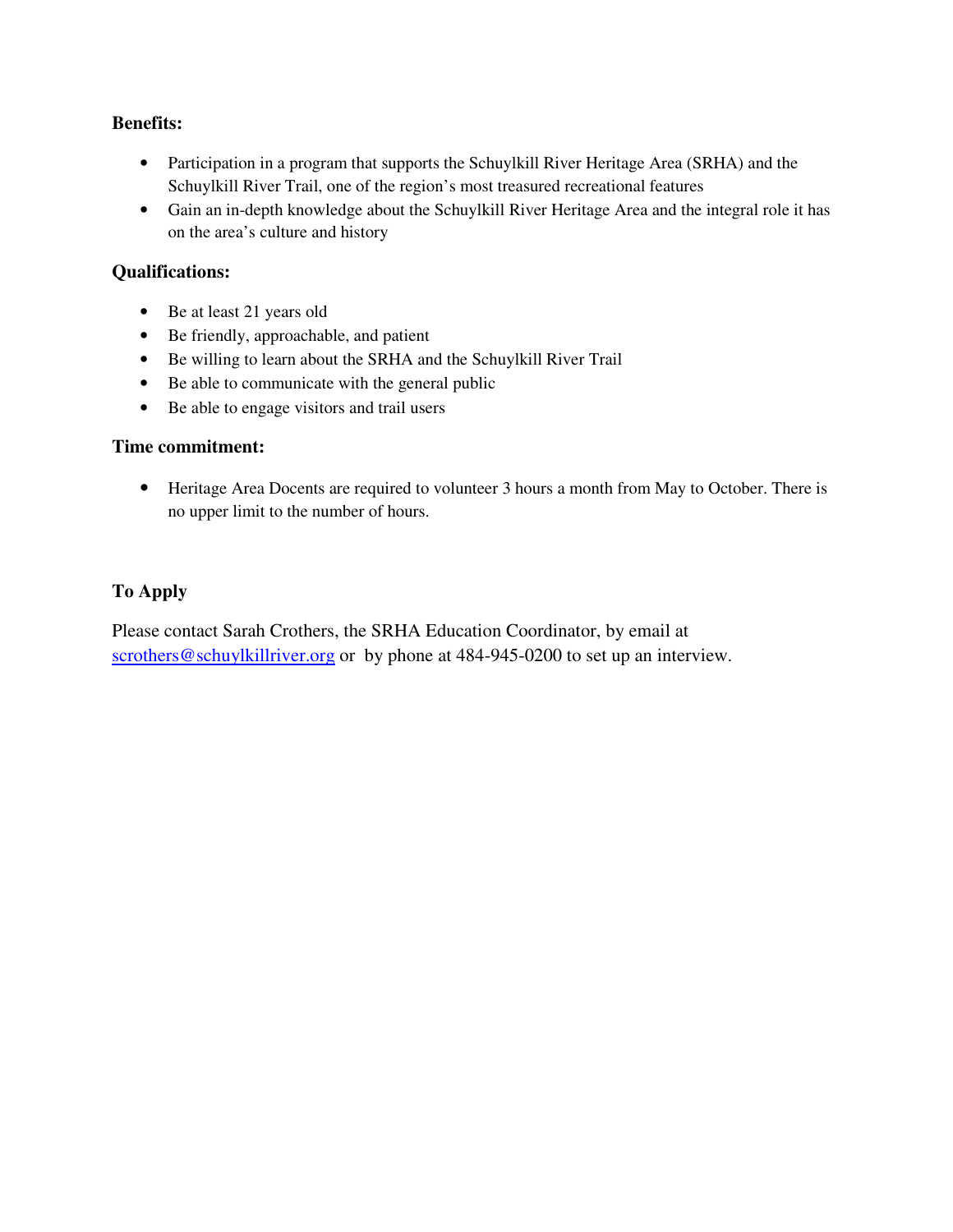**Benefits:**

- Participation in a program that supports the Schuylkill River Heritage Area (SRHA) and the Schuylkill River Trail, one of the region's most treasured recreational features
- Gain an in-depth knowledge about the Schuylkill River Heritage Area and the integral role it has on the area's culture and history

**Qualifications:**

- Be at least 21 years old
- Be friendly, approachable, and patient
- Be willing to learn about the SRHA and the Schuylkill River Trail
- Be able to communicate with the general public
- Be able to engage visitors and trail users

**Time commitment:**

- Heritage Area Docents are required to volunteer 3 hours a month from May to October. There is no upper limit to the number of hours.

**To Apply**

Please contact Sarah Crothers, the SRHA Education Coordinator, by email at scrothers@schuylkillriver.org or by phone at 484-945-0200 to set up an interview.